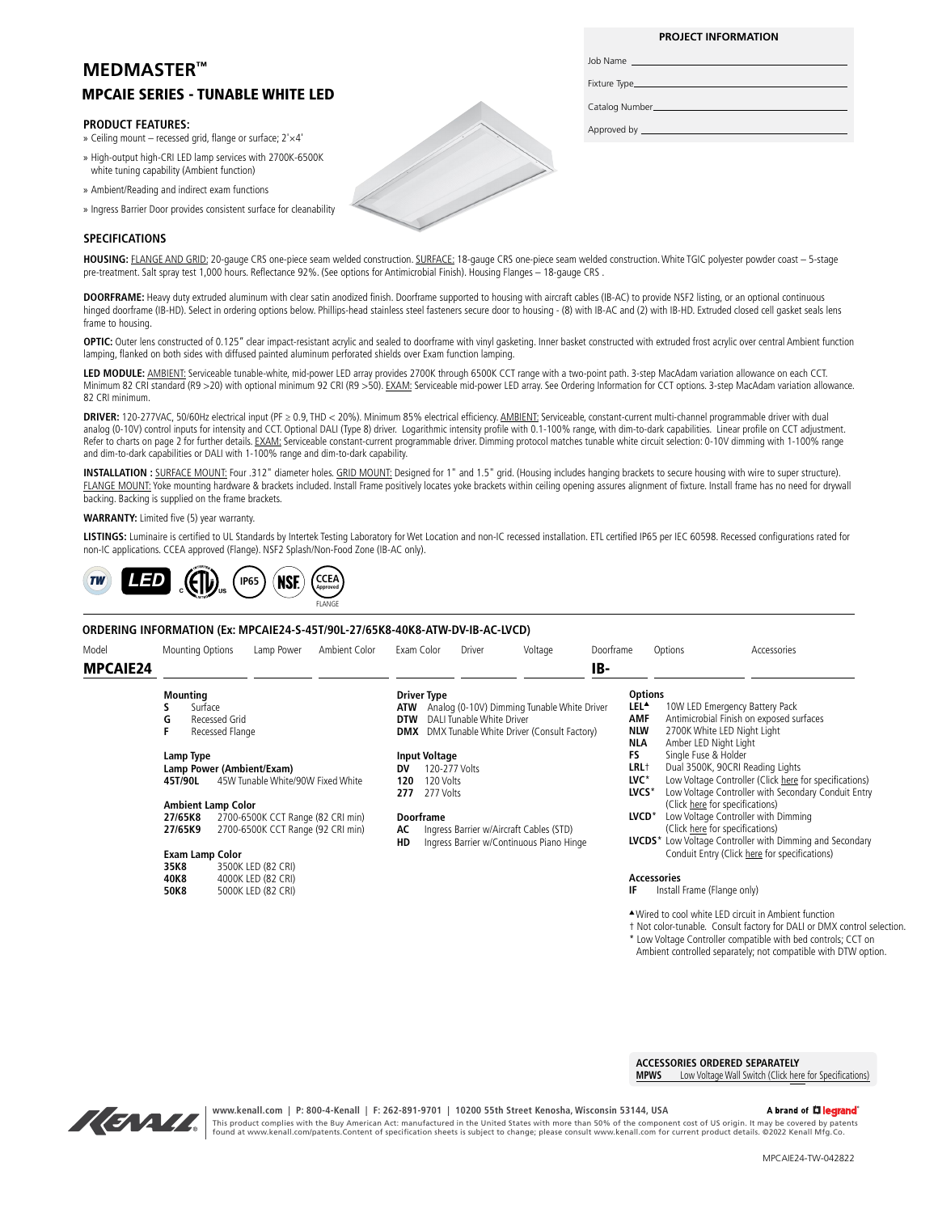# MEDMASTER™

## MPCAIE SERIES - TUNABLE WHITE LED

**PROJECT INFORMATION**

Job Name ______________________

Fixture Type ______________________

Catalog Number ______________________

Approved by ______________________

### PRODUCT FEATURES:

» Ceiling mount – recessed grid, flange or surface; 2'×4'

» High-output high-CRI LED lamp services with 2700K-6500K white tuning capability (Ambient function)

» Ambient/Reading and indirect exam functions

» Ingress Barrier Door provides consistent surface for cleanability

### SPECIFICATIONS

**HOUSING:** FLANGE AND GRID: 20-gauge CRS one-piece seam welded construction. SURFACE: 18-gauge CRS one-piece seam welded construction. White TGIC polyester powder coast – 5-stage pre-treatment. Salt spray test 1,000 hours. Reflectance 92%. (See options for Antimicrobial Finish). Housing Flanges – 18-gauge CRS .

**DOORFRAME:** Heavy duty extruded aluminum with clear satin anodized finish. Doorframe supported to housing with aircraft cables (IB-AC) to provide NSF2 listing, or an optional continuous hinged doorframe (IB-HD). Select in ordering options below. Phillips-head stainless steel fasteners secure door to housing - (8) with IB-AC and (2) with IB-HD. Extruded closed cell gasket seals lens frame to housing.

**OPTIC:** Outer lens constructed of 0.125" clear impact-resistant acrylic and sealed to doorframe with vinyl gasketing. Inner basket constructed with extruded frost acrylic over central Ambient function lamping, flanked on both sides with diffused painted aluminum perforated shields over Exam function lamping.

**LED MODULE:** AMBIENT: Serviceable tunable-white, mid-power LED array provides 2700K through 6500K CCT range with a two-point path. 3-step MacAdam variation allowance on each CCT. Minimum 82 CRI standard (R9 >20) with optional minimum 92 CRI (R9 >50). EXAM: Serviceable mid-power LED array. See Ordering Information for CCT options. 3-step MacAdam variation allowance. 82 CRI minimum.

**DRIVER:** 120-277VAC, 50/60Hz electrical input (PF ≥ 0.9, THD < 20%). Minimum 85% electrical efficiency. AMBIENT: Serviceable, constant-current multi-channel programmable driver with dual analog (0-10V) control inputs for intensity and CCT. Optional DALI (Type 8) driver. Logarithmic intensity profile with 0.1-100% range, with dim-to-dark capabilities. Linear profile on CCT adjustment. Refer to charts on page 2 for further details. EXAM: Serviceable constant-current programmable driver. Dimming protocol matches tunable white circuit selection: 0-10V dimming with 1-100% range and dim-to-dark capabilities or DALI with 1-100% range and dim-to-dark capability.

**INSTALLATION :** SURFACE MOUNT: Four .312" diameter holes. GRID MOUNT: Designed for 1" and 1.5" grid. (Housing includes hanging brackets to secure housing with wire to super structure). FLANGE MOUNT: Yoke mounting hardware & brackets included. Install Frame positively locates yoke brackets within ceiling opening assures alignment of fixture. Install frame has no need for drywall backing. Backing is supplied on the frame brackets.

**WARRANTY:** Limited five (5) year warranty.

**LISTINGS:** Luminaire is certified to UL Standards by Intertek Testing Laboratory for Wet Location and non-IC recessed installation. ETL certified IP65 per IEC 60598. Recessed configurations rated for non-IC applications. CCEA approved (Flange). NSF2 Splash/Non-Food Zone (IB-AC only).

TW LED ETL IP65 NSF CCEA Approved FLANGE

### ORDERING INFORMATION (Ex: MPCAIE24-S-45T/90L-27/65K8-40K8-ATW-DV-IB-AC-LVCD)

| Model | Mounting Options | Lamp Power | Ambient Color | Exam Color | Driver | Voltage | Doorframe | Options | Accessories |
|---|---|---|---|---|---|---|---|---|---|
| MPCAIE24 | | | | | | | IB- | | |

**Mounting**
- **S** Surface
- **G** Recessed Grid
- **F** Recessed Flange

**Lamp Type**
**Lamp Power (Ambient/Exam)**
- **45T/90L** 45W Tunable White/90W Fixed White

**Ambient Lamp Color**
- **27/65K8** 2700-6500K CCT Range (82 CRI min)
- **27/65K9** 2700-6500K CCT Range (92 CRI min)

**Exam Lamp Color**
- **35K8** 3500K LED (82 CRI)
- **40K8** 4000K LED (82 CRI)
- **50K8** 5000K LED (82 CRI)

**Driver Type**
- **ATW** Analog (0-10V) Dimming Tunable White Driver
- **DTW** DALI Tunable White Driver
- **DMX** DMX Tunable White Driver (Consult Factory)

**Input Voltage**
- **DV** 120-277 Volts
- **120** 120 Volts
- **277** 277 Volts

**Doorframe**
- **AC** Ingress Barrier w/Aircraft Cables (STD)
- **HD** Ingress Barrier w/Continuous Piano Hinge

**Options**
- **LEL▲** 10W LED Emergency Battery Pack
- **AMF** Antimicrobial Finish on exposed surfaces
- **NLW** 2700K White LED Night Light
- **NLA** Amber LED Night Light
- **FS** Single Fuse & Holder
- **LRL†** Dual 3500K, 90CRI Reading Lights
- **LVC*** Low Voltage Controller (Click here for specifications)
- **LVCS*** Low Voltage Controller with Secondary Conduit Entry (Click here for specifications)
- **LVCD*** Low Voltage Controller with Dimming (Click here for specifications)
- **LVCDS*** Low Voltage Controller with Dimming and Secondary Conduit Entry (Click here for specifications)

**Accessories**
- **IF** Install Frame (Flange only)

▲ Wired to cool white LED circuit in Ambient function

† Not color-tunable. Consult factory for DALI or DMX control selection.

* Low Voltage Controller compatible with bed controls; CCT on Ambient controlled separately; not compatible with DTW option.

**ACCESSORIES ORDERED SEPARATELY**

**MPWS** Low Voltage Wall Switch (Click here for Specifications)

www.kenall.com | P: 800-4-Kenall | F: 262-891-9701 | 10200 55th Street Kenosha, Wisconsin 53144, USA

A brand of legrand

This product complies with the Buy American Act: manufactured in the United States with more than 50% of the component cost of US origin. It may be covered by patents found at www.kenall.com/patents.Content of specification sheets is subject to change; please consult www.kenall.com for current product details. ©2022 Kenall Mfg.Co.

MPCAIE24-TW-042822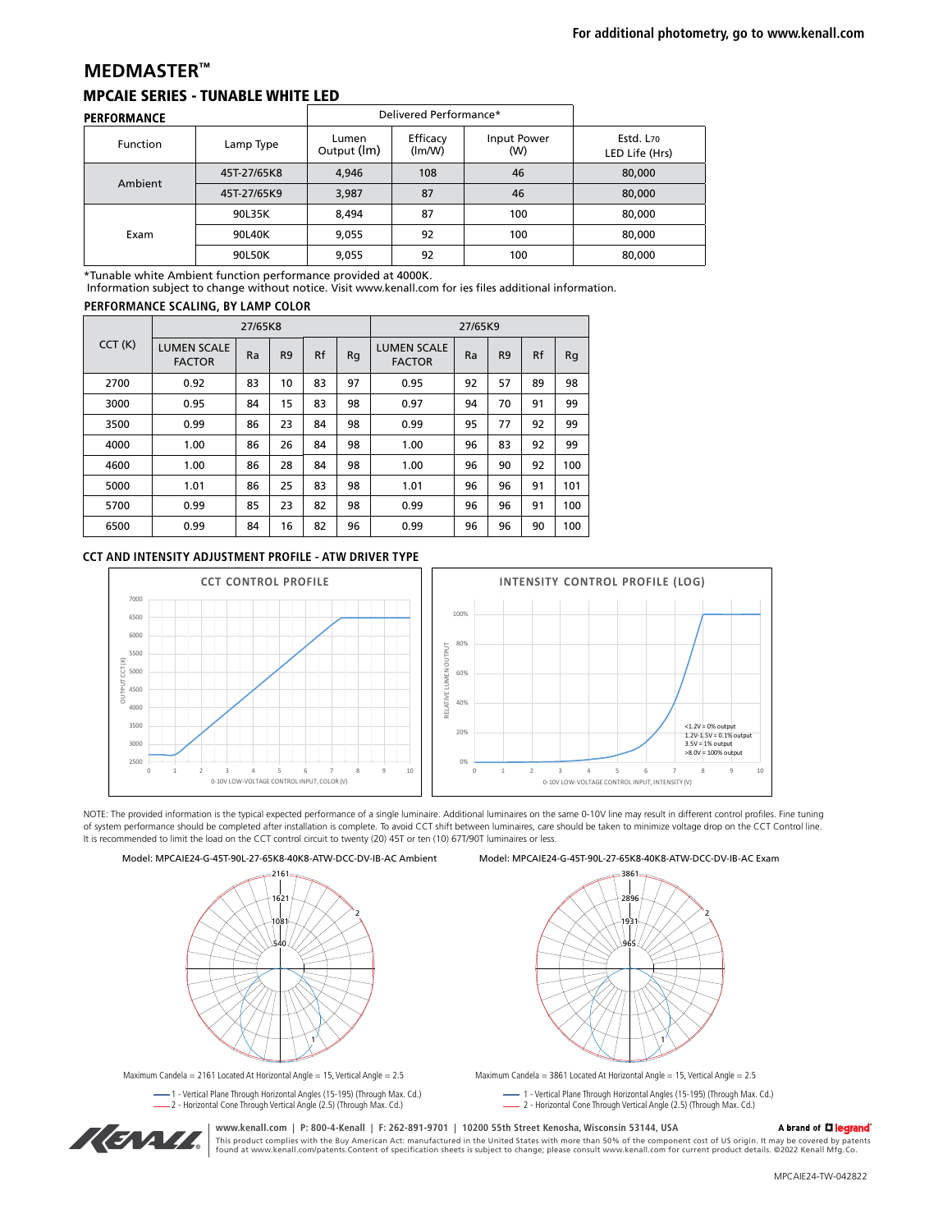For additional photometry, go to www.kenall.com

# MEDMASTER™

## MPCAIE SERIES - TUNABLE WHITE LED

### PERFORMANCE

| Function | Lamp Type | Delivered Performance* | | | Estd. $L_{70}$ LED Life (Hrs) |
|---|---|---|---|---|---|
| | | Lumen Output (lm) | Efficacy (lm/W) | Input Power (W) | |
| Ambient | 45T-27/65K8 | 4,946 | 108 | 46 | 80,000 |
| | 45T-27/65K9 | 3,987 | 87 | 46 | 80,000 |
| Exam | 90L35K | 8,494 | 87 | 100 | 80,000 |
| | 90L40K | 9,055 | 92 | 100 | 80,000 |
| | 90L50K | 9,055 | 92 | 100 | 80,000 |

*Tunable white Ambient function performance provided at 4000K.
Information subject to change without notice. Visit www.kenall.com for ies files additional information.

### PERFORMANCE SCALING, BY LAMP COLOR

| CCT (K) | 27/65K8 | | | | | 27/65K9 | | | | |
|---|---|---|---|---|---|---|---|---|---|---|
| | LUMEN SCALE FACTOR | Ra | R9 | Rf | Rg | LUMEN SCALE FACTOR | Ra | R9 | Rf | Rg |
| 2700 | 0.92 | 83 | 10 | 83 | 97 | 0.95 | 92 | 57 | 89 | 98 |
| 3000 | 0.95 | 84 | 15 | 83 | 98 | 0.97 | 94 | 70 | 91 | 99 |
| 3500 | 0.99 | 86 | 23 | 84 | 98 | 0.99 | 95 | 77 | 92 | 99 |
| 4000 | 1.00 | 86 | 26 | 84 | 98 | 1.00 | 96 | 83 | 92 | 99 |
| 4600 | 1.00 | 86 | 28 | 84 | 98 | 1.00 | 96 | 90 | 92 | 100 |
| 5000 | 1.01 | 86 | 25 | 83 | 98 | 1.01 | 96 | 96 | 91 | 101 |
| 5700 | 0.99 | 85 | 23 | 82 | 98 | 0.99 | 96 | 96 | 91 | 100 |
| 6500 | 0.99 | 84 | 16 | 82 | 96 | 0.99 | 96 | 96 | 90 | 100 |

### CCT AND INTENSITY ADJUSTMENT PROFILE - ATW DRIVER TYPE

CCT CONTROL PROFILE

OUTPUT CCT (K)

7000
6500
6000
5500
5000
4500
4000
3500
3000
2500

0 1 2 3 4 5 6 7 8 9 10

0-10V LOW-VOLTAGE CONTROL INPUT, COLOR (V)

INTENSITY CONTROL PROFILE (LOG)

RELATIVE LUMEN OUTPUT

100%
80%
60%
40%
20%
0%

0 1 2 3 4 5 6 7 8 9 10

0-10V LOW-VOLTAGE CONTROL INPUT, INTENSITY (V)

<1.2V = 0% output
1.2V-1.5V = 0.1% output
3.5V = 1% output
>8.0V = 100% output

NOTE: The provided information is the typical expected performance of a single luminaire. Additional luminaires on the same 0-10V line may result in different control profiles. Fine tuning of system performance should be completed after installation is complete. To avoid CCT shift between luminaires, care should be taken to minimize voltage drop on the CCT Control line. It is recommended to limit the load on the CCT control circuit to twenty (20) 45T or ten (10) 67T/90T luminaires or less.

Model: MPCAIE24-G-45T-90L-27-65K8-40K8-ATW-DCC-DV-IB-AC Ambient

2161
1621
1081
540
2
1

Maximum Candela = 2161 Located At Horizontal Angle = 15, Vertical Angle = 2.5

1 - Vertical Plane Through Horizontal Angles (15-195) (Through Max. Cd.)
2 - Horizontal Cone Through Vertical Angle (2.5) (Through Max. Cd.)

Model: MPCAIE24-G-45T-90L-27-65K8-40K8-ATW-DCC-DV-IB-AC Exam

3861
2896
1931
965
2
1

Maximum Candela = 3861 Located At Horizontal Angle = 15, Vertical Angle = 2.5

1 - Vertical Plane Through Horizontal Angles (15-195) (Through Max. Cd.)
2 - Horizontal Cone Through Vertical Angle (2.5) (Through Max. Cd.)

www.kenall.com | P: 800-4-Kenall | F: 262-891-9701 | 10200 55th Street Kenosha, Wisconsin 53144, USA

A brand of legrand

This product complies with the Buy American Act: manufactured in the United States with more than 50% of the component cost of US origin. It may be covered by patents found at www.kenall.com/patents.Content of specification sheets is subject to change; please consult www.kenall.com for current product details. ©2022 Kenall Mfg.Co.

MPCAIE24-TW-042822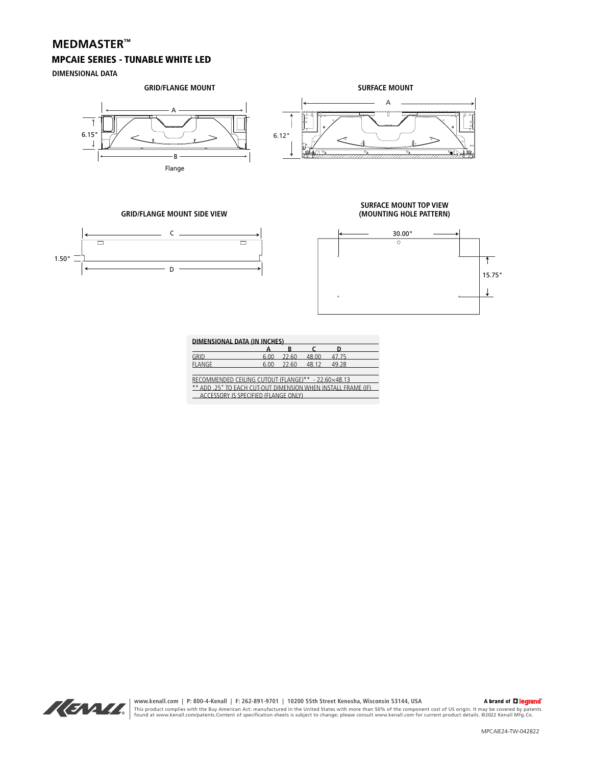# MEDMASTER™

## MPCAIE SERIES - TUNABLE WHITE LED

### DIMENSIONAL DATA

GRID/FLANGE MOUNT

A

6.15"

B

Flange

SURFACE MOUNT

A

6.12"

GRID/FLANGE MOUNT SIDE VIEW

C

1.50"

D

SURFACE MOUNT TOP VIEW (MOUNTING HOLE PATTERN)

30.00"

15.75"

**DIMENSIONAL DATA (IN INCHES)**

| | A | B | C | D |
|---|---|---|---|---|
| GRID | 6.00 | 22.60 | 48.00 | 47.75 |
| FLANGE | 6.00 | 22.60 | 48.12 | 49.28 |

RECOMMENDED CEILING CUTOUT (FLANGE)** - 22.60×48.13

** ADD .25" TO EACH CUT-OUT DIMENSION WHEN INSTALL FRAME (IF) ACCESSORY IS SPECIFIED (FLANGE ONLY)

www.kenall.com | P: 800-4-Kenall | F: 262-891-9701 | 10200 55th Street Kenosha, Wisconsin 53144, USA

A brand of legrand

This product complies with the Buy American Act: manufactured in the United States with more than 50% of the component cost of US origin. It may be covered by patents found at www.kenall.com/patents.Content of specification sheets is subject to change; please consult www.kenall.com for current product details. ©2022 Kenall Mfg.Co.

MPCAIE24-TW-042822